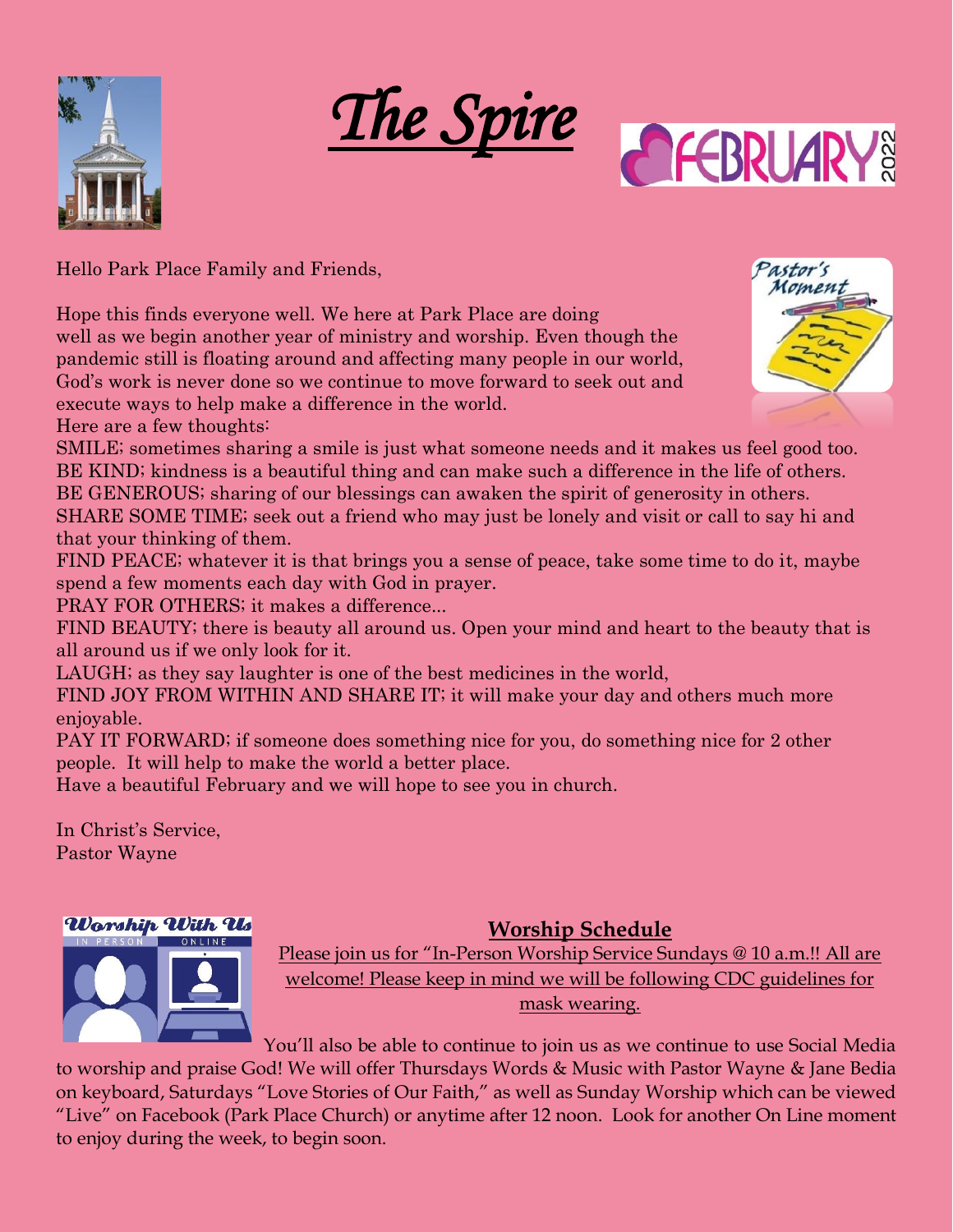# *The Spire*

FEBRUARY 2022

Hello Park Place Family and Friends,

Hope this finds everyone well. We here at Park Place are doing well as we begin another year of ministry and worship. Even though the pandemic still is floating around and affecting many people in our world, God's work is never done so we continue to move forward to seek out and execute ways to help make a difference in the world.
Here are a few thoughts:
SMILE; sometimes sharing a smile is just what someone needs and it makes us feel good too.
BE KIND; kindness is a beautiful thing and can make such a difference in the life of others.
BE GENEROUS; sharing of our blessings can awaken the spirit of generosity in others.
SHARE SOME TIME; seek out a friend who may just be lonely and visit or call to say hi and that your thinking of them.
FIND PEACE; whatever it is that brings you a sense of peace, take some time to do it, maybe spend a few moments each day with God in prayer.
PRAY FOR OTHERS; it makes a difference...
FIND BEAUTY; there is beauty all around us. Open your mind and heart to the beauty that is all around us if we only look for it.
LAUGH; as they say laughter is one of the best medicines in the world,
FIND JOY FROM WITHIN AND SHARE IT; it will make your day and others much more enjoyable.
PAY IT FORWARD; if someone does something nice for you, do something nice for 2 other people. It will help to make the world a better place.
Have a beautiful February and we will hope to see you in church.

In Christ's Service,
Pastor Wayne

## Worship Schedule

Please join us for "In-Person Worship Service Sundays @ 10 a.m.!! All are welcome! Please keep in mind we will be following CDC guidelines for mask wearing.

You'll also be able to continue to join us as we continue to use Social Media to worship and praise God! We will offer Thursdays Words & Music with Pastor Wayne & Jane Bedia on keyboard, Saturdays "Love Stories of Our Faith," as well as Sunday Worship which can be viewed "Live" on Facebook (Park Place Church) or anytime after 12 noon. Look for another On Line moment to enjoy during the week, to begin soon.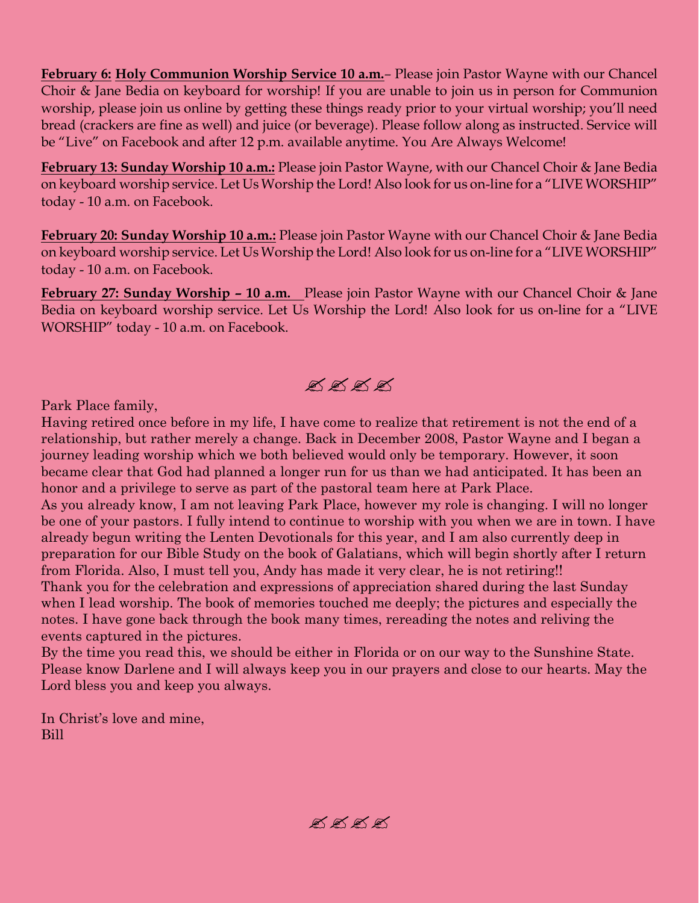**February 6: Holy Communion Worship Service 10 a.m.**– Please join Pastor Wayne with our Chancel Choir & Jane Bedia on keyboard for worship! If you are unable to join us in person for Communion worship, please join us online by getting these things ready prior to your virtual worship; you'll need bread (crackers are fine as well) and juice (or beverage). Please follow along as instructed. Service will be "Live" on Facebook and after 12 p.m. available anytime. You Are Always Welcome!

**February 13: Sunday Worship 10 a.m.:** Please join Pastor Wayne, with our Chancel Choir & Jane Bedia on keyboard worship service. Let Us Worship the Lord! Also look for us on-line for a "LIVE WORSHIP" today - 10 a.m. on Facebook.

**February 20: Sunday Worship 10 a.m.:** Please join Pastor Wayne with our Chancel Choir & Jane Bedia on keyboard worship service. Let Us Worship the Lord! Also look for us on-line for a "LIVE WORSHIP" today - 10 a.m. on Facebook.

**February 27: Sunday Worship – 10 a.m.** Please join Pastor Wayne with our Chancel Choir & Jane Bedia on keyboard worship service. Let Us Worship the Lord! Also look for us on-line for a "LIVE WORSHIP" today - 10 a.m. on Facebook.

✍ ✍ ✍ ✍

Park Place family,

Having retired once before in my life, I have come to realize that retirement is not the end of a relationship, but rather merely a change. Back in December 2008, Pastor Wayne and I began a journey leading worship which we both believed would only be temporary. However, it soon became clear that God had planned a longer run for us than we had anticipated. It has been an honor and a privilege to serve as part of the pastoral team here at Park Place.

As you already know, I am not leaving Park Place, however my role is changing. I will no longer be one of your pastors. I fully intend to continue to worship with you when we are in town. I have already begun writing the Lenten Devotionals for this year, and I am also currently deep in preparation for our Bible Study on the book of Galatians, which will begin shortly after I return from Florida. Also, I must tell you, Andy has made it very clear, he is not retiring!!

Thank you for the celebration and expressions of appreciation shared during the last Sunday when I lead worship. The book of memories touched me deeply; the pictures and especially the notes. I have gone back through the book many times, rereading the notes and reliving the events captured in the pictures.

By the time you read this, we should be either in Florida or on our way to the Sunshine State. Please know Darlene and I will always keep you in our prayers and close to our hearts. May the Lord bless you and keep you always.

In Christ's love and mine,
Bill

✍ ✍ ✍ ✍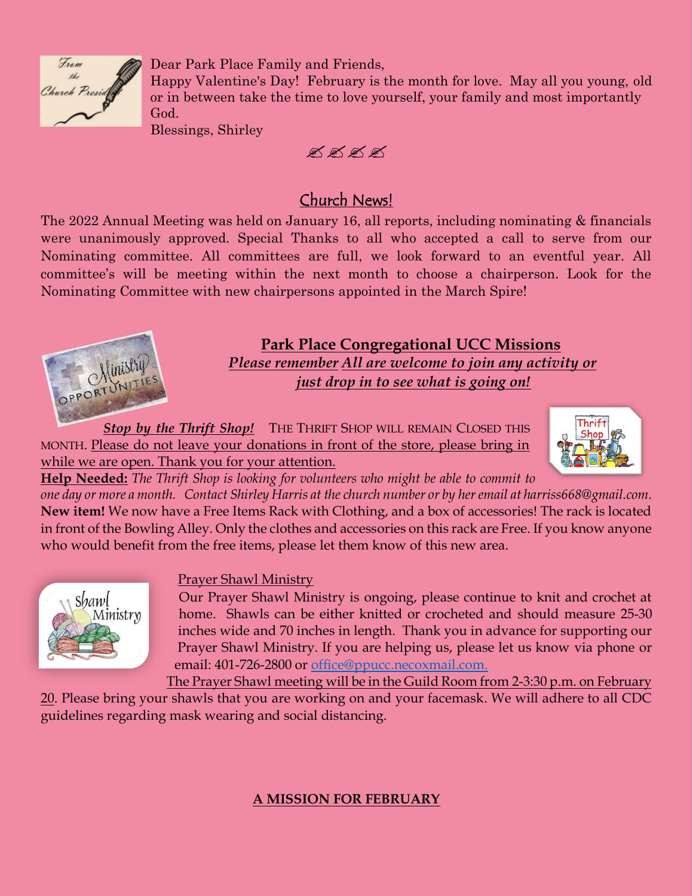Dear Park Place Family and Friends,

Happy Valentine's Day! February is the month for love. May all you young, old or in between take the time to love yourself, your family and most importantly God.

Blessings, Shirley

## Church News!

The 2022 Annual Meeting was held on January 16, all reports, including nominating & financials were unanimously approved. Special Thanks to all who accepted a call to serve from our Nominating committee. All committees are full, we look forward to an eventful year. All committee's will be meeting within the next month to choose a chairperson. Look for the Nominating Committee with new chairpersons appointed in the March Spire!

## Park Place Congregational UCC Missions

***Please remember All are welcome to join any activity or just drop in to see what is going on!***

***Stop by the Thrift Shop!*** THE THRIFT SHOP WILL REMAIN CLOSED THIS MONTH. Please do not leave your donations in front of the store, please bring in while we are open. Thank you for your attention.

**Help Needed:** *The Thrift Shop is looking for volunteers who might be able to commit to one day or more a month. Contact Shirley Harris at the church number or by her email at harriss668@gmail.com.*

**New item!** We now have a Free Items Rack with Clothing, and a box of accessories! The rack is located in front of the Bowling Alley. Only the clothes and accessories on this rack are Free. If you know anyone who would benefit from the free items, please let them know of this new area.

Prayer Shawl Ministry

Our Prayer Shawl Ministry is ongoing, please continue to knit and crochet at home. Shawls can be either knitted or crocheted and should measure 25-30 inches wide and 70 inches in length. Thank you in advance for supporting our Prayer Shawl Ministry. If you are helping us, please let us know via phone or email: 401-726-2800 or office@ppucc.necoxmail.com.

The Prayer Shawl meeting will be in the Guild Room from 2-3:30 p.m. on February 20. Please bring your shawls that you are working on and your facemask. We will adhere to all CDC guidelines regarding mask wearing and social distancing.

**A MISSION FOR FEBRUARY**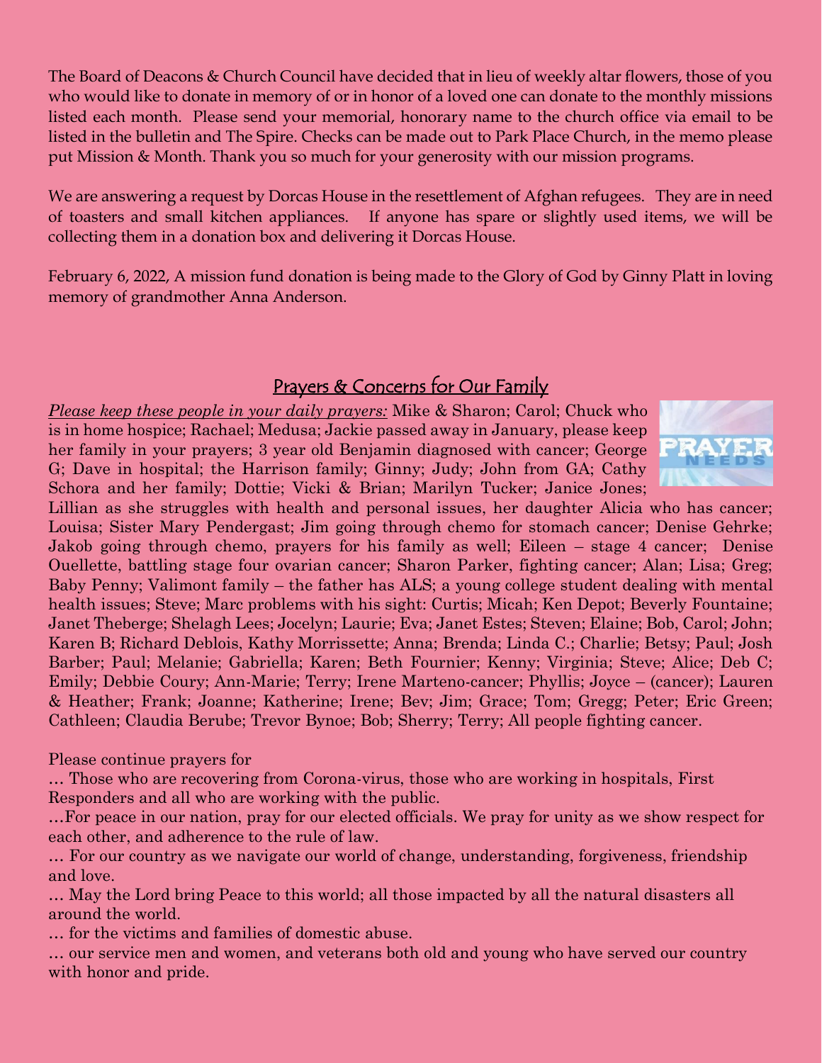The Board of Deacons & Church Council have decided that in lieu of weekly altar flowers, those of you who would like to donate in memory of or in honor of a loved one can donate to the monthly missions listed each month. Please send your memorial, honorary name to the church office via email to be listed in the bulletin and The Spire. Checks can be made out to Park Place Church, in the memo please put Mission & Month. Thank you so much for your generosity with our mission programs.

We are answering a request by Dorcas House in the resettlement of Afghan refugees. They are in need of toasters and small kitchen appliances. If anyone has spare or slightly used items, we will be collecting them in a donation box and delivering it Dorcas House.

February 6, 2022, A mission fund donation is being made to the Glory of God by Ginny Platt in loving memory of grandmother Anna Anderson.

## Prayers & Concerns for Our Family

*Please keep these people in your daily prayers:* Mike & Sharon; Carol; Chuck who is in home hospice; Rachael; Medusa; Jackie passed away in January, please keep her family in your prayers; 3 year old Benjamin diagnosed with cancer; George G; Dave in hospital; the Harrison family; Ginny; Judy; John from GA; Cathy Schora and her family; Dottie; Vicki & Brian; Marilyn Tucker; Janice Jones; Lillian as she struggles with health and personal issues, her daughter Alicia who has cancer; Louisa; Sister Mary Pendergast; Jim going through chemo for stomach cancer; Denise Gehrke; Jakob going through chemo, prayers for his family as well; Eileen – stage 4 cancer; Denise Ouellette, battling stage four ovarian cancer; Sharon Parker, fighting cancer; Alan; Lisa; Greg; Baby Penny; Valimont family – the father has ALS; a young college student dealing with mental health issues; Steve; Marc problems with his sight: Curtis; Micah; Ken Depot; Beverly Fountaine; Janet Theberge; Shelagh Lees; Jocelyn; Laurie; Eva; Janet Estes; Steven; Elaine; Bob, Carol; John; Karen B; Richard Deblois, Kathy Morrissette; Anna; Brenda; Linda C.; Charlie; Betsy; Paul; Josh Barber; Paul; Melanie; Gabriella; Karen; Beth Fournier; Kenny; Virginia; Steve; Alice; Deb C; Emily; Debbie Coury; Ann-Marie; Terry; Irene Marteno-cancer; Phyllis; Joyce – (cancer); Lauren & Heather; Frank; Joanne; Katherine; Irene; Bev; Jim; Grace; Tom; Gregg; Peter; Eric Green; Cathleen; Claudia Berube; Trevor Bynoe; Bob; Sherry; Terry; All people fighting cancer.

Please continue prayers for

… Those who are recovering from Corona-virus, those who are working in hospitals, First Responders and all who are working with the public.

…For peace in our nation, pray for our elected officials. We pray for unity as we show respect for each other, and adherence to the rule of law.

… For our country as we navigate our world of change, understanding, forgiveness, friendship and love.

… May the Lord bring Peace to this world; all those impacted by all the natural disasters all around the world.

… for the victims and families of domestic abuse.

… our service men and women, and veterans both old and young who have served our country with honor and pride.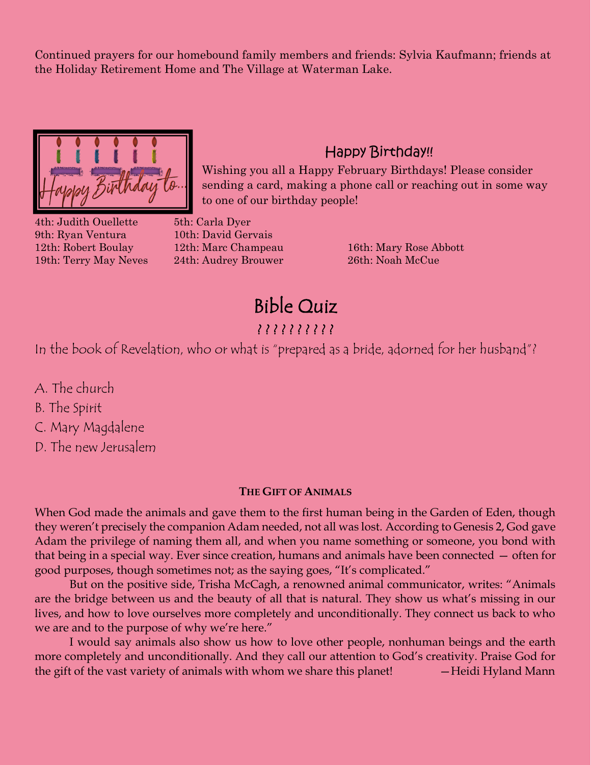Continued prayers for our homebound family members and friends: Sylvia Kaufmann; friends at the Holiday Retirement Home and The Village at Waterman Lake.

## Happy Birthday!!

Wishing you all a Happy February Birthdays! Please consider sending a card, making a phone call or reaching out in some way to one of our birthday people!

4th: Judith Ouellette
5th: Carla Dyer
9th: Ryan Ventura
10th: David Gervais
12th: Robert Boulay
12th: Marc Champeau
16th: Mary Rose Abbott
19th: Terry May Neves
24th: Audrey Brouwer
26th: Noah McCue

# Bible Quiz

??????????

In the book of Revelation, who or what is "prepared as a bride, adorned for her husband"?

A. The church
B. The Spirit
C. Mary Magdalene
D. The new Jerusalem

### THE GIFT OF ANIMALS

When God made the animals and gave them to the first human being in the Garden of Eden, though they weren't precisely the companion Adam needed, not all was lost. According to Genesis 2, God gave Adam the privilege of naming them all, and when you name something or someone, you bond with that being in a special way. Ever since creation, humans and animals have been connected — often for good purposes, though sometimes not; as the saying goes, "It's complicated."

But on the positive side, Trisha McCagh, a renowned animal communicator, writes: "Animals are the bridge between us and the beauty of all that is natural. They show us what's missing in our lives, and how to love ourselves more completely and unconditionally. They connect us back to who we are and to the purpose of why we're here."

I would say animals also show us how to love other people, nonhuman beings and the earth more completely and unconditionally. And they call our attention to God's creativity. Praise God for the gift of the vast variety of animals with whom we share this planet! —Heidi Hyland Mann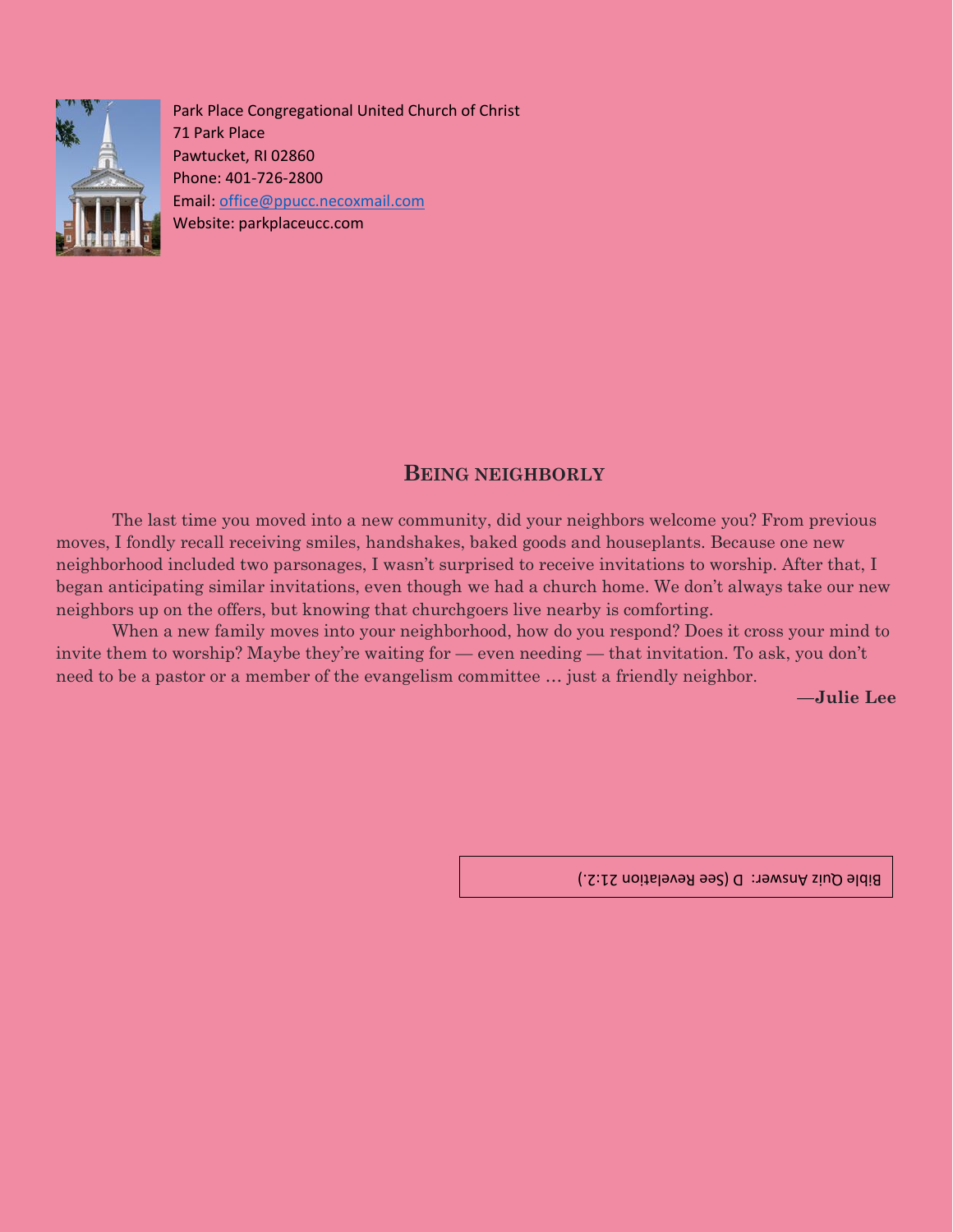Park Place Congregational United Church of Christ
71 Park Place
Pawtucket, RI 02860
Phone: 401-726-2800
Email: office@ppucc.necoxmail.com
Website: parkplaceucc.com

## Being neighborly

The last time you moved into a new community, did your neighbors welcome you? From previous moves, I fondly recall receiving smiles, handshakes, baked goods and houseplants. Because one new neighborhood included two parsonages, I wasn't surprised to receive invitations to worship. After that, I began anticipating similar invitations, even though we had a church home. We don't always take our new neighbors up on the offers, but knowing that churchgoers live nearby is comforting.

When a new family moves into your neighborhood, how do you respond? Does it cross your mind to invite them to worship? Maybe they're waiting for — even needing — that invitation. To ask, you don't need to be a pastor or a member of the evangelism committee … just a friendly neighbor.

**—Julie Lee**

Bible Quiz Answer: D (See Revelation 21:2.)